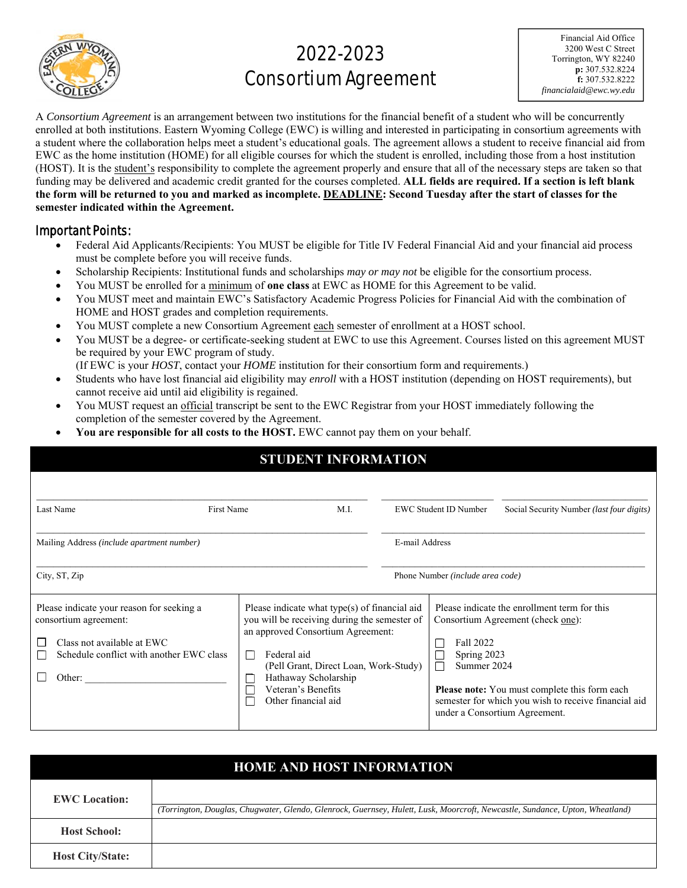# 2022-2023 Consortium Agreement

Financial Aid Office
3200 West C Street
Torrington, WY 82240
**p:** 307.532.8224
**f:** 307.532.8222
*financialaid@ewc.wy.edu*

A *Consortium Agreement* is an arrangement between two institutions for the financial benefit of a student who will be concurrently enrolled at both institutions. Eastern Wyoming College (EWC) is willing and interested in participating in consortium agreements with a student where the collaboration helps meet a student's educational goals. The agreement allows a student to receive financial aid from EWC as the home institution (HOME) for all eligible courses for which the student is enrolled, including those from a host institution (HOST). It is the student's responsibility to complete the agreement properly and ensure that all of the necessary steps are taken so that funding may be delivered and academic credit granted for the courses completed. **ALL fields are required. If a section is left blank the form will be returned to you and marked as incomplete. DEADLINE: Second Tuesday after the start of classes for the semester indicated within the Agreement.**

## Important Points:

- Federal Aid Applicants/Recipients: You MUST be eligible for Title IV Federal Financial Aid and your financial aid process must be complete before you will receive funds.
- Scholarship Recipients: Institutional funds and scholarships *may or may not* be eligible for the consortium process.
- You MUST be enrolled for a minimum of **one class** at EWC as HOME for this Agreement to be valid.
- You MUST meet and maintain EWC's Satisfactory Academic Progress Policies for Financial Aid with the combination of HOME and HOST grades and completion requirements.
- You MUST complete a new Consortium Agreement each semester of enrollment at a HOST school.
- You MUST be a degree- or certificate-seeking student at EWC to use this Agreement. Courses listed on this agreement MUST be required by your EWC program of study.
  (If EWC is your *HOST*, contact your *HOME* institution for their consortium form and requirements.)
- Students who have lost financial aid eligibility may *enroll* with a HOST institution (depending on HOST requirements), but cannot receive aid until aid eligibility is regained.
- You MUST request an official transcript be sent to the EWC Registrar from your HOST immediately following the completion of the semester covered by the Agreement.
- **You are responsible for all costs to the HOST.** EWC cannot pay them on your behalf.

## STUDENT INFORMATION

| | | | | |
|---|---|---|---|---|
| Last Name | First Name | M.I. | EWC Student ID Number | Social Security Number *(last four digits)* |

| | |
|---|---|
| Mailing Address *(include apartment number)* | E-mail Address |
| City, ST, Zip | Phone Number *(include area code)* |

| Please indicate your reason for seeking a consortium agreement: | Please indicate what type(s) of financial aid you will be receiving during the semester of an approved Consortium Agreement: | Please indicate the enrollment term for this Consortium Agreement (check one): |
|---|---|---|
| ☐ Class not available at EWC<br>☐ Schedule conflict with another EWC class<br>☐ Other: ______________________ | ☐ Federal aid (Pell Grant, Direct Loan, Work-Study)<br>☐ Hathaway Scholarship<br>☐ Veteran's Benefits<br>☐ Other financial aid | ☐ Fall 2022<br>☐ Spring 2023<br>☐ Summer 2024<br><br>**Please note:** You must complete this form each semester for which you wish to receive financial aid under a Consortium Agreement. |

## HOME AND HOST INFORMATION

| | |
|---|---|
| **EWC Location:** | *(Torrington, Douglas, Chugwater, Glendo, Glenrock, Guernsey, Hulett, Lusk, Moorcroft, Newcastle, Sundance, Upton, Wheatland)* |
| **Host School:** | |
| **Host City/State:** | |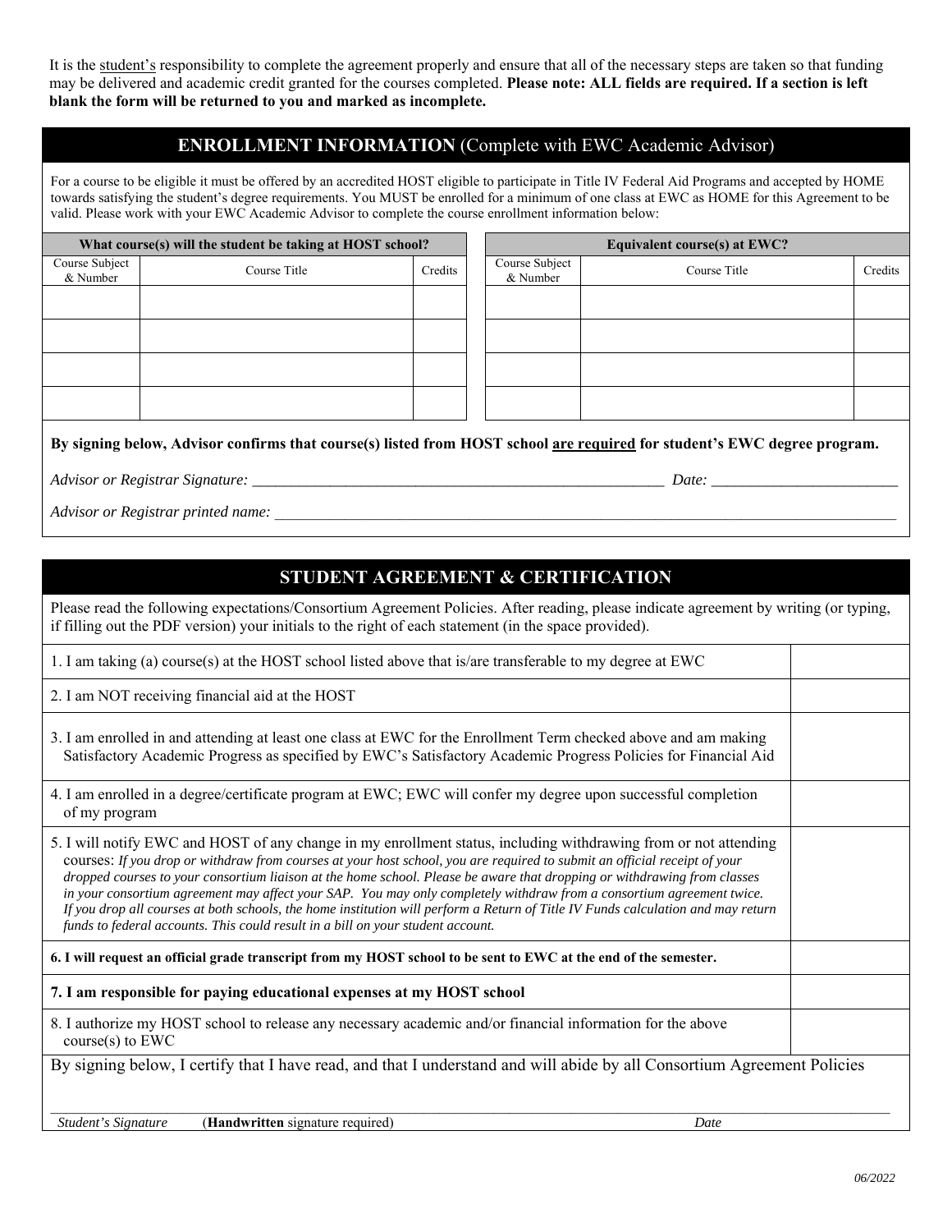It is the student's responsibility to complete the agreement properly and ensure that all of the necessary steps are taken so that funding may be delivered and academic credit granted for the courses completed. **Please note: ALL fields are required. If a section is left blank the form will be returned to you and marked as incomplete.**

## ENROLLMENT INFORMATION (Complete with EWC Academic Advisor)

For a course to be eligible it must be offered by an accredited HOST eligible to participate in Title IV Federal Aid Programs and accepted by HOME towards satisfying the student's degree requirements. You MUST be enrolled for a minimum of one class at EWC as HOME for this Agreement to be valid. Please work with your EWC Academic Advisor to complete the course enrollment information below:

| What course(s) will the student be taking at HOST school? | | | Equivalent course(s) at EWC? | | |
|---|---|---|---|---|---|
| Course Subject & Number | Course Title | Credits | Course Subject & Number | Course Title | Credits |
| | | | | | |
| | | | | | |
| | | | | | |
| | | | | | |

**By signing below, Advisor confirms that course(s) listed from HOST school are required for student's EWC degree program.**

*Advisor or Registrar Signature:* _______________________________________________________ *Date:* ________________________

*Advisor or Registrar printed name:* ___________________________________________________________________________________

## STUDENT AGREEMENT & CERTIFICATION

Please read the following expectations/Consortium Agreement Policies. After reading, please indicate agreement by writing (or typing, if filling out the PDF version) your initials to the right of each statement (in the space provided).

| Statement | Initials |
|---|---|
| 1. I am taking (a) course(s) at the HOST school listed above that is/are transferable to my degree at EWC | |
| 2. I am NOT receiving financial aid at the HOST | |
| 3. I am enrolled in and attending at least one class at EWC for the Enrollment Term checked above and am making Satisfactory Academic Progress as specified by EWC's Satisfactory Academic Progress Policies for Financial Aid | |
| 4. I am enrolled in a degree/certificate program at EWC; EWC will confer my degree upon successful completion of my program | |
| 5. I will notify EWC and HOST of any change in my enrollment status, including withdrawing from or not attending courses: *If you drop or withdraw from courses at your host school, you are required to submit an official receipt of your dropped courses to your consortium liaison at the home school. Please be aware that dropping or withdrawing from classes in your consortium agreement may affect your SAP. You may only completely withdraw from a consortium agreement twice. If you drop all courses at both schools, the home institution will perform a Return of Title IV Funds calculation and may return funds to federal accounts. This could result in a bill on your student account.* | |
| **6. I will request an official grade transcript from my HOST school to be sent to EWC at the end of the semester.** | |
| **7. I am responsible for paying educational expenses at my HOST school** | |
| 8. I authorize my HOST school to release any necessary academic and/or financial information for the above course(s) to EWC | |

By signing below, I certify that I have read, and that I understand and will abide by all Consortium Agreement Policies

_____________________________________________________________________________________________________________

*Student's Signature* (**Handwritten** signature required) *Date*

*06/2022*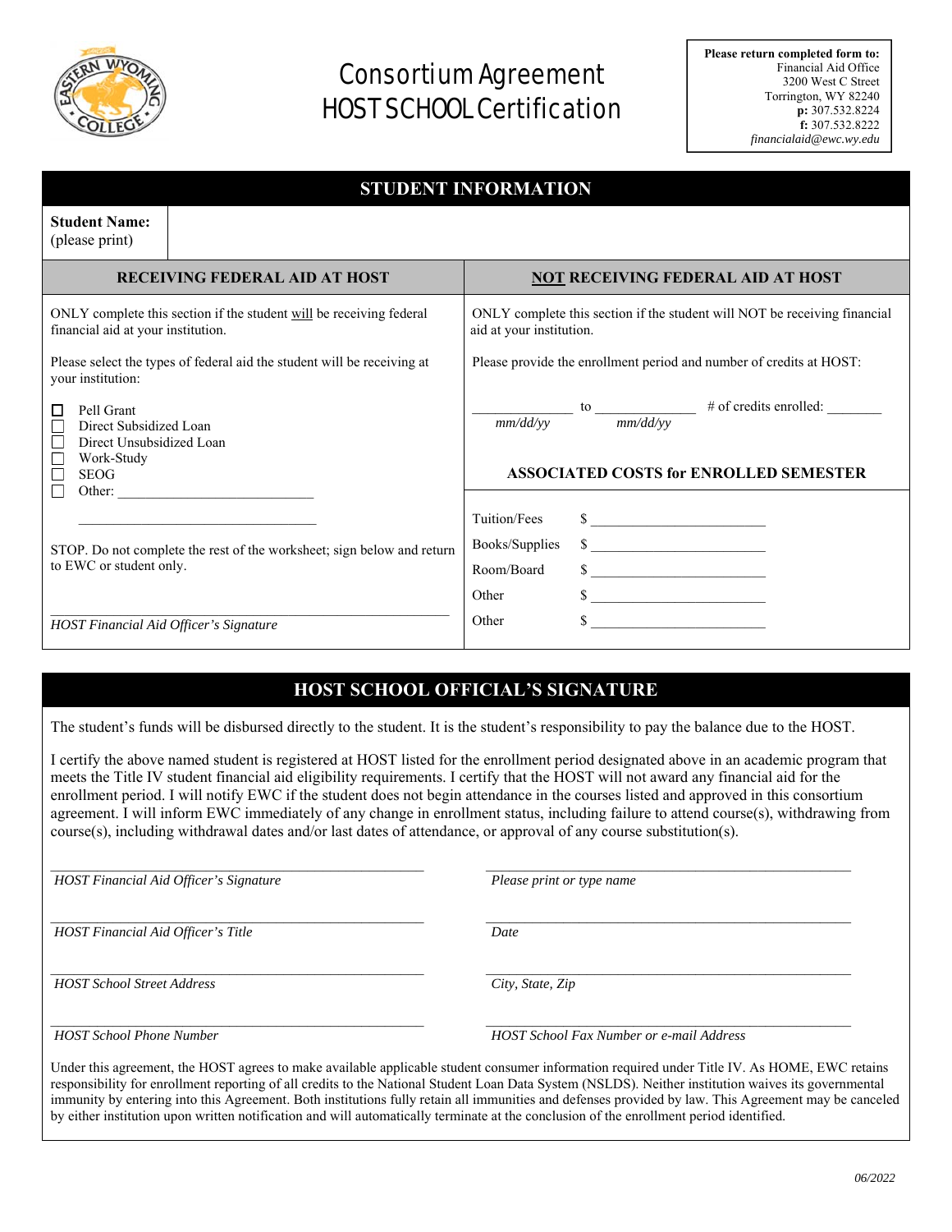# Consortium Agreement
# HOST SCHOOL Certification

**Please return completed form to:**
Financial Aid Office
3200 West C Street
Torrington, WY 82240
**p:** 307.532.8224
**f:** 307.532.8222
*financialaid@ewc.wy.edu*

## STUDENT INFORMATION

**Student Name:** (please print) ______________________

| RECEIVING FEDERAL AID AT HOST | NOT RECEIVING FEDERAL AID AT HOST |
|---|---|
| ONLY complete this section if the student will be receiving federal financial aid at your institution. | ONLY complete this section if the student will NOT be receiving financial aid at your institution. |
| Please select the types of federal aid the student will be receiving at your institution: | Please provide the enrollment period and number of credits at HOST: |
| ☐ Pell Grant<br>☐ Direct Subsidized Loan<br>☐ Direct Unsubsidized Loan<br>☐ Work-Study<br>☐ SEOG<br>☐ Other: ______________________<br>______________________ | ______________ to ______________ # of credits enrolled: ________<br>*mm/dd/yy* *mm/dd/yy*<br><br>**ASSOCIATED COSTS for ENROLLED SEMESTER**<br><br>Tuition/Fees $ ______________________<br>Books/Supplies $ ______________________<br>Room/Board $ ______________________<br>Other $ ______________________<br>Other $ ______________________ |
| STOP. Do not complete the rest of the worksheet; sign below and return to EWC or student only.<br><br>______________________<br>*HOST Financial Aid Officer's Signature* | |

## HOST SCHOOL OFFICIAL'S SIGNATURE

The student's funds will be disbursed directly to the student. It is the student's responsibility to pay the balance due to the HOST.

I certify the above named student is registered at HOST listed for the enrollment period designated above in an academic program that meets the Title IV student financial aid eligibility requirements. I certify that the HOST will not award any financial aid for the enrollment period. I will notify EWC if the student does not begin attendance in the courses listed and approved in this consortium agreement. I will inform EWC immediately of any change in enrollment status, including failure to attend course(s), withdrawing from course(s), including withdrawal dates and/or last dates of attendance, or approval of any course substitution(s).

______________________ ______________________
*HOST Financial Aid Officer's Signature* *Please print or type name*

______________________ ______________________
*HOST Financial Aid Officer's Title* *Date*

______________________ ______________________
*HOST School Street Address* *City, State, Zip*

______________________ ______________________
*HOST School Phone Number* *HOST School Fax Number or e-mail Address*

Under this agreement, the HOST agrees to make available applicable student consumer information required under Title IV. As HOME, EWC retains responsibility for enrollment reporting of all credits to the National Student Loan Data System (NSLDS). Neither institution waives its governmental immunity by entering into this Agreement. Both institutions fully retain all immunities and defenses provided by law. This Agreement may be canceled by either institution upon written notification and will automatically terminate at the conclusion of the enrollment period identified.

*06/2022*